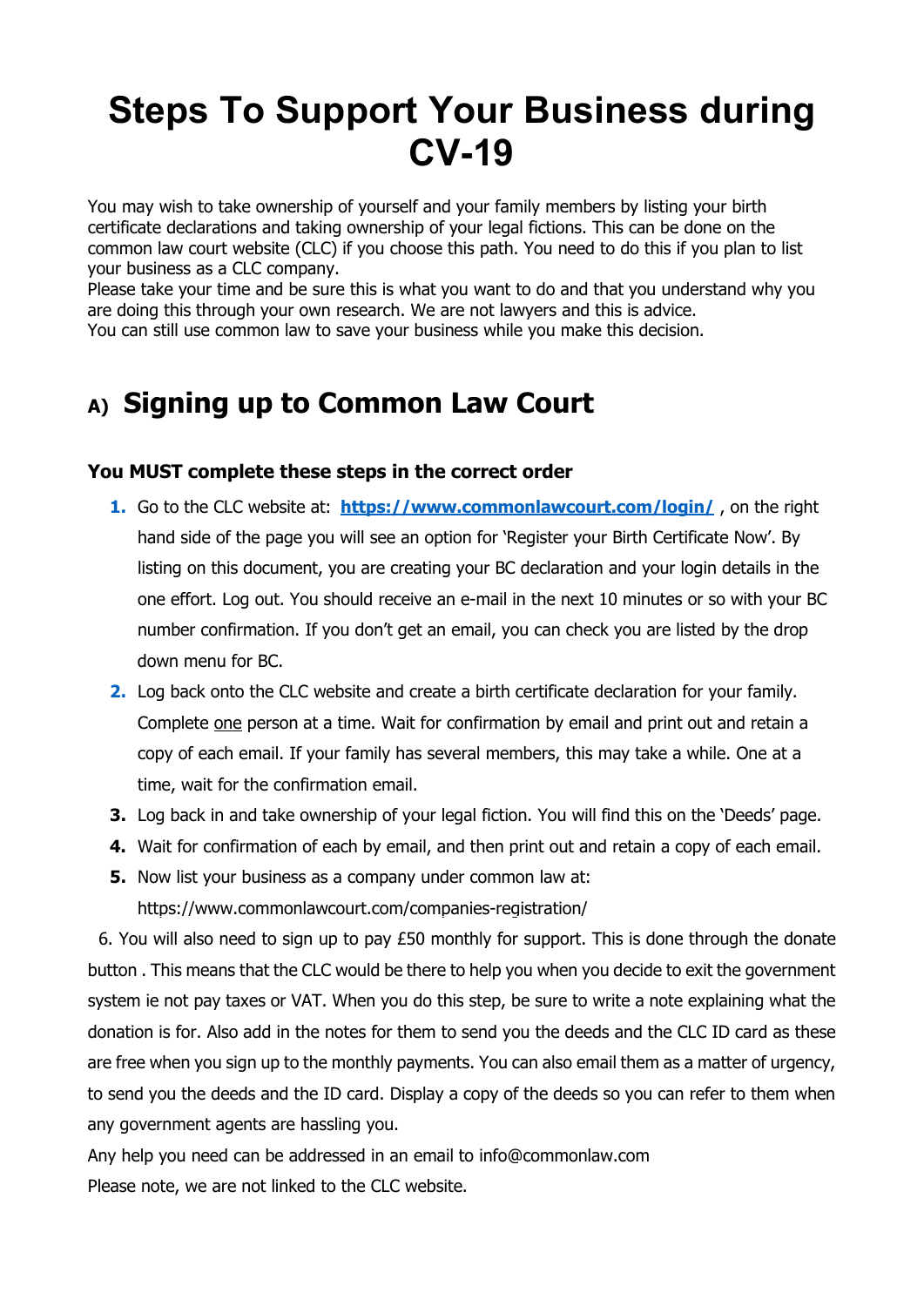# Steps To Support Your Business during CV-19

You may wish to take ownership of yourself and your family members by listing your birth certificate declarations and taking ownership of your legal fictions. This can be done on the common law court website (CLC) if you choose this path. You need to do this if you plan to list your business as a CLC company.
Please take your time and be sure this is what you want to do and that you understand why you are doing this through your own research. We are not lawyers and this is advice.
You can still use common law to save your business while you make this decision.

## A) Signing up to Common Law Court

### You MUST complete these steps in the correct order

1. Go to the CLC website at: **https://www.commonlawcourt.com/login/** , on the right hand side of the page you will see an option for 'Register your Birth Certificate Now'. By listing on this document, you are creating your BC declaration and your login details in the one effort. Log out. You should receive an e-mail in the next 10 minutes or so with your BC number confirmation. If you don't get an email, you can check you are listed by the drop down menu for BC.
2. Log back onto the CLC website and create a birth certificate declaration for your family. Complete one person at a time. Wait for confirmation by email and print out and retain a copy of each email. If your family has several members, this may take a while. One at a time, wait for the confirmation email.
3. Log back in and take ownership of your legal fiction. You will find this on the 'Deeds' page.
4. Wait for confirmation of each by email, and then print out and retain a copy of each email.
5. Now list your business as a company under common law at: https://www.commonlawcourt.com/companies-registration/

6. You will also need to sign up to pay £50 monthly for support. This is done through the donate button . This means that the CLC would be there to help you when you decide to exit the government system ie not pay taxes or VAT. When you do this step, be sure to write a note explaining what the donation is for. Also add in the notes for them to send you the deeds and the CLC ID card as these are free when you sign up to the monthly payments. You can also email them as a matter of urgency, to send you the deeds and the ID card. Display a copy of the deeds so you can refer to them when any government agents are hassling you.

Any help you need can be addressed in an email to info@commonlaw.com

Please note, we are not linked to the CLC website.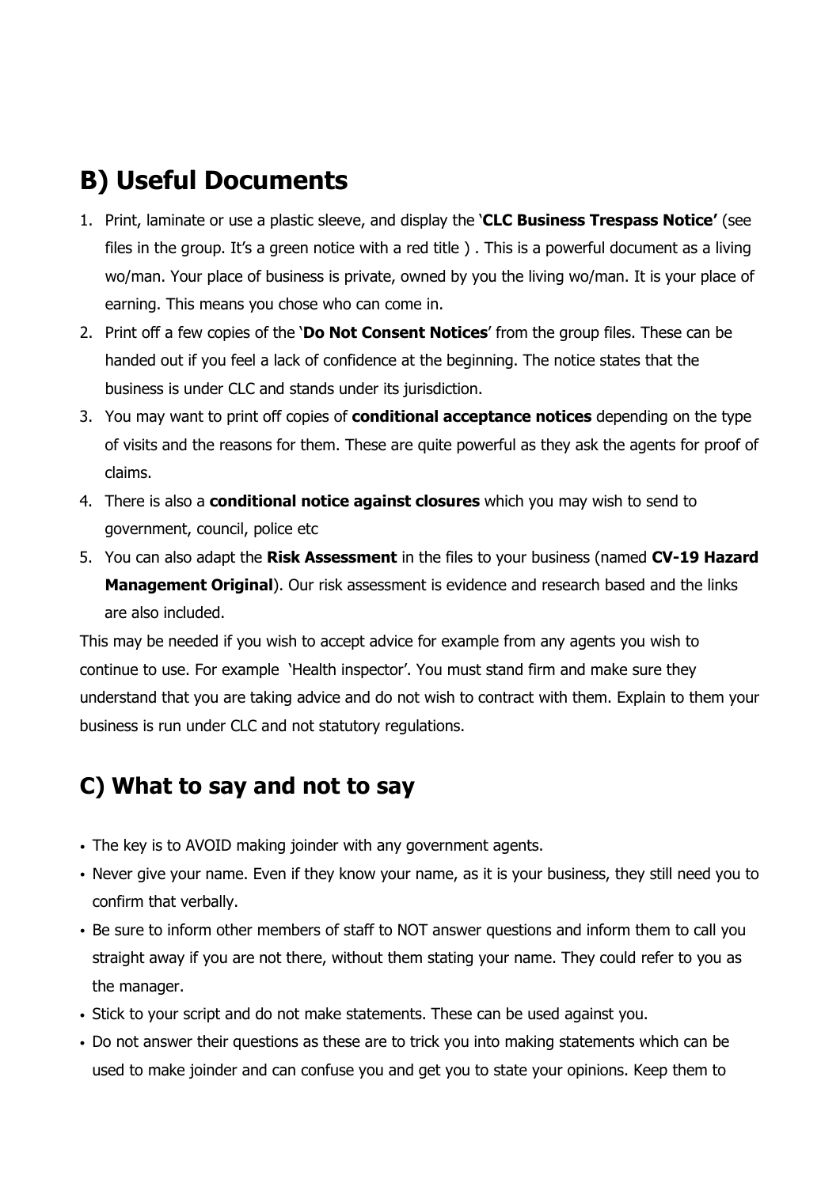## B) Useful Documents

1. Print, laminate or use a plastic sleeve, and display the '**CLC Business Trespass Notice'** (see files in the group. It's a green notice with a red title ) . This is a powerful document as a living wo/man. Your place of business is private, owned by you the living wo/man. It is your place of earning. This means you chose who can come in.
2. Print off a few copies of the '**Do Not Consent Notices**' from the group files. These can be handed out if you feel a lack of confidence at the beginning. The notice states that the business is under CLC and stands under its jurisdiction.
3. You may want to print off copies of **conditional acceptance notices** depending on the type of visits and the reasons for them. These are quite powerful as they ask the agents for proof of claims.
4. There is also a **conditional notice against closures** which you may wish to send to government, council, police etc
5. You can also adapt the **Risk Assessment** in the files to your business (named **CV-19 Hazard Management Original**). Our risk assessment is evidence and research based and the links are also included.

This may be needed if you wish to accept advice for example from any agents you wish to continue to use. For example 'Health inspector'. You must stand firm and make sure they understand that you are taking advice and do not wish to contract with them. Explain to them your business is run under CLC and not statutory regulations.

## C) What to say and not to say

- The key is to AVOID making joinder with any government agents.
- Never give your name. Even if they know your name, as it is your business, they still need you to confirm that verbally.
- Be sure to inform other members of staff to NOT answer questions and inform them to call you straight away if you are not there, without them stating your name. They could refer to you as the manager.
- Stick to your script and do not make statements. These can be used against you.
- Do not answer their questions as these are to trick you into making statements which can be used to make joinder and can confuse you and get you to state your opinions. Keep them to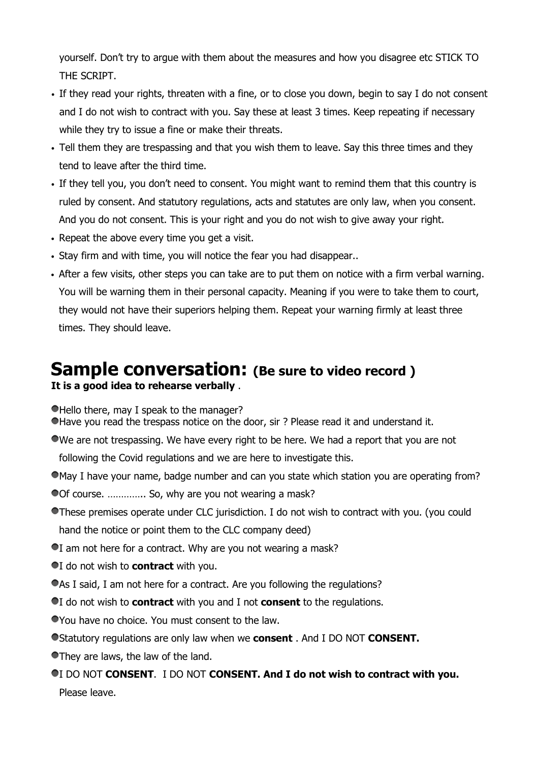yourself. Don't try to argue with them about the measures and how you disagree etc STICK TO THE SCRIPT.

- If they read your rights, threaten with a fine, or to close you down, begin to say I do not consent and I do not wish to contract with you. Say these at least 3 times. Keep repeating if necessary while they try to issue a fine or make their threats.
- Tell them they are trespassing and that you wish them to leave. Say this three times and they tend to leave after the third time.
- If they tell you, you don't need to consent. You might want to remind them that this country is ruled by consent. And statutory regulations, acts and statutes are only law, when you consent. And you do not consent. This is your right and you do not wish to give away your right.
- Repeat the above every time you get a visit.
- Stay firm and with time, you will notice the fear you had disappear..
- After a few visits, other steps you can take are to put them on notice with a firm verbal warning. You will be warning them in their personal capacity. Meaning if you were to take them to court, they would not have their superiors helping them. Repeat your warning firmly at least three times. They should leave.

# Sample conversation: (Be sure to video record )

**It is a good idea to rehearse verbally** .

- Hello there, may I speak to the manager?
- Have you read the trespass notice on the door, sir ? Please read it and understand it.
- We are not trespassing. We have every right to be here. We had a report that you are not following the Covid regulations and we are here to investigate this.
- May I have your name, badge number and can you state which station you are operating from?
- Of course. …………. So, why are you not wearing a mask?
- These premises operate under CLC jurisdiction. I do not wish to contract with you. (you could hand the notice or point them to the CLC company deed)
- I am not here for a contract. Why are you not wearing a mask?
- I do not wish to **contract** with you.
- As I said, I am not here for a contract. Are you following the regulations?
- I do not wish to **contract** with you and I not **consent** to the regulations.
- You have no choice. You must consent to the law.
- Statutory regulations are only law when we **consent** . And I DO NOT **CONSENT.**
- They are laws, the law of the land.
- I DO NOT **CONSENT**. I DO NOT **CONSENT. And I do not wish to contract with you.** Please leave.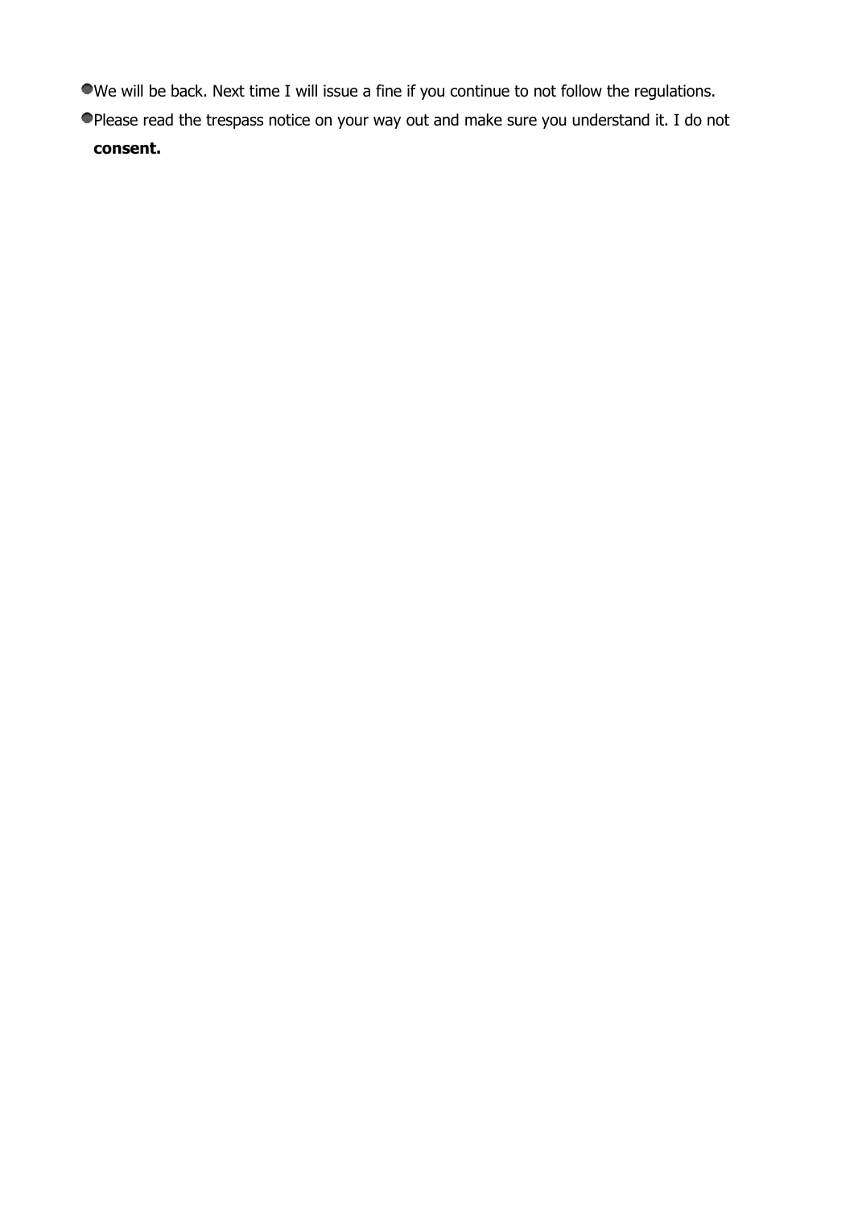- We will be back. Next time I will issue a fine if you continue to not follow the regulations.
- Please read the trespass notice on your way out and make sure you understand it. I do not **consent.**